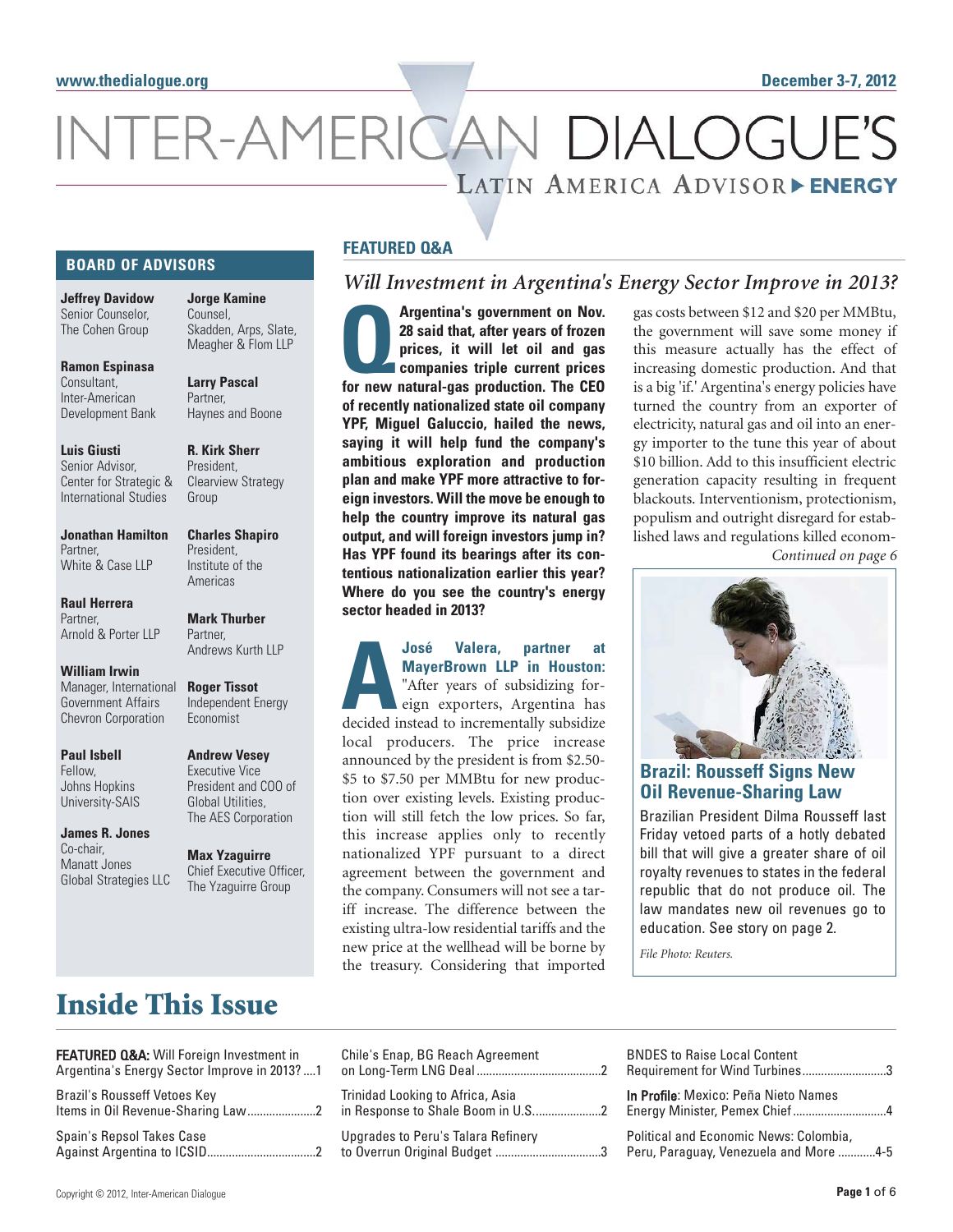www.thedialogue.org

December 3-7, 2012

# INTER-AMERICAN DIALOGUE'S

## LATIN AMERICA ADVISOR ▶ ENERGY

### BOARD OF ADVISORS

**Jeffrey Davidow**
Senior Counselor,
The Cohen Group

**Ramon Espinasa**
Consultant,
Inter-American
Development Bank

**Luis Giusti**
Senior Advisor,
Center for Strategic &
International Studies

**Jonathan Hamilton**
Partner,
White & Case LLP

**Raul Herrera**
Partner,
Arnold & Porter LLP

**William Irwin**
Manager, International
Government Affairs
Chevron Corporation

**Paul Isbell**
Fellow,
Johns Hopkins
University-SAIS

**James R. Jones**
Co-chair,
Manatt Jones
Global Strategies LLC

**Jorge Kamine**
Counsel,
Skadden, Arps, Slate,
Meagher & Flom LLP

**Larry Pascal**
Partner,
Haynes and Boone

**R. Kirk Sherr**
President,
Clearview Strategy
Group

**Charles Shapiro**
President,
Institute of the
Americas

**Mark Thurber**
Partner,
Andrews Kurth LLP

**Roger Tissot**
Independent Energy
Economist

**Andrew Vesey**
Executive Vice
President and COO of
Global Utilities,
The AES Corporation

**Max Yzaguirre**
Chief Executive Officer,
The Yzaguirre Group

### FEATURED Q&A

## Will Investment in Argentina's Energy Sector Improve in 2013?

**Q Argentina's government on Nov. 28 said that, after years of frozen prices, it will let oil and gas companies triple current prices for new natural-gas production. The CEO of recently nationalized state oil company YPF, Miguel Galuccio, hailed the news, saying it will help fund the company's ambitious exploration and production plan and make YPF more attractive to foreign investors. Will the move be enough to help the country improve its natural gas output, and will foreign investors jump in? Has YPF found its bearings after its contentious nationalization earlier this year? Where do you see the country's energy sector headed in 2013?**

**A José Valera, partner at MayerBrown LLP in Houston:** "After years of subsidizing foreign exporters, Argentina has decided instead to incrementally subsidize local producers. The price increase announced by the president is from \$2.50-\$5 to \$7.50 per MMBtu for new production over existing levels. Existing production will still fetch the low prices. So far, this increase applies only to recently nationalized YPF pursuant to a direct agreement between the government and the company. Consumers will not see a tariff increase. The difference between the existing ultra-low residential tariffs and the new price at the wellhead will be borne by the treasury. Considering that imported gas costs between \$12 and \$20 per MMBtu, the government will save some money if this measure actually has the effect of increasing domestic production. And that is a big 'if.' Argentina's energy policies have turned the country from an exporter of electricity, natural gas and oil into an energy importer to the tune this year of about \$10 billion. Add to this insufficient electric generation capacity resulting in frequent blackouts. Interventionism, protectionism, populism and outright disregard for established laws and regulations killed econom-

*Continued on page 6*

### Brazil: Rousseff Signs New Oil Revenue-Sharing Law

Brazilian President Dilma Rousseff last Friday vetoed parts of a hotly debated bill that will give a greater share of oil royalty revenues to states in the federal republic that do not produce oil. The law mandates new oil revenues go to education. See story on page 2.

*File Photo: Reuters.*

# Inside This Issue

**FEATURED Q&A:** Will Foreign Investment in Argentina's Energy Sector Improve in 2013? ....1

Brazil's Rousseff Vetoes Key Items in Oil Revenue-Sharing Law......2

Spain's Repsol Takes Case Against Argentina to ICSID......2

Chile's Enap, BG Reach Agreement on Long-Term LNG Deal......2

Trinidad Looking to Africa, Asia in Response to Shale Boom in U.S......2

Upgrades to Peru's Talara Refinery to Overrun Original Budget ......3

BNDES to Raise Local Content Requirement for Wind Turbines......3

**In Profile:** Mexico: Peña Nieto Names Energy Minister, Pemex Chief......4

Political and Economic News: Colombia, Peru, Paraguay, Venezuela and More ......4-5

Copyright © 2012, Inter-American Dialogue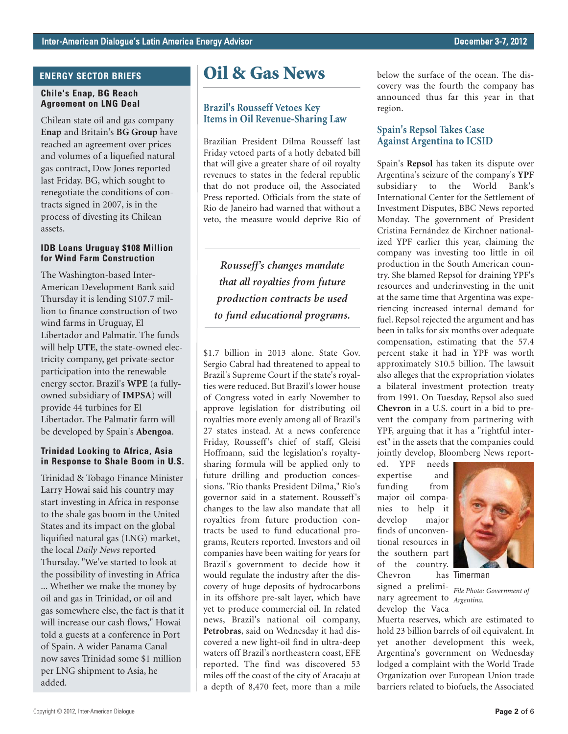## ENERGY SECTOR BRIEFS

### Chile's Enap, BG Reach Agreement on LNG Deal

Chilean state oil and gas company **Enap** and Britain's **BG Group** have reached an agreement over prices and volumes of a liquefied natural gas contract, Dow Jones reported last Friday. BG, which sought to renegotiate the conditions of contracts signed in 2007, is in the process of divesting its Chilean assets.

### IDB Loans Uruguay $108 Million for Wind Farm Construction

The Washington-based Inter-American Development Bank said Thursday it is lending $107.7 million to finance construction of two wind farms in Uruguay, El Libertador and Palmatir. The funds will help **UTE**, the state-owned electricity company, get private-sector participation into the renewable energy sector. Brazil's **WPE** (a fully-owned subsidiary of **IMPSA**) will provide 44 turbines for El Libertador. The Palmatir farm will be developed by Spain's **Abengoa**.

### Trinidad Looking to Africa, Asia in Response to Shale Boom in U.S.

Trinidad & Tobago Finance Minister Larry Howai said his country may start investing in Africa in response to the shale gas boom in the United States and its impact on the global liquified natural gas (LNG) market, the local *Daily News* reported Thursday. "We've started to look at the possibility of investing in Africa ... Whether we make the money by oil and gas in Trinidad, or oil and gas somewhere else, the fact is that it will increase our cash flows," Howai told a guests at a conference in Port of Spain. A wider Panama Canal now saves Trinidad some $1 million per LNG shipment to Asia, he added.

# Oil & Gas News

### Brazil's Rousseff Vetoes Key Items in Oil Revenue-Sharing Law

Brazilian President Dilma Rousseff last Friday vetoed parts of a hotly debated bill that will give a greater share of oil royalty revenues to states in the federal republic that do not produce oil, the Associated Press reported. Officials from the state of Rio de Janeiro had warned that without a veto, the measure would deprive Rio of $1.7 billion in 2013 alone. State Gov. Sergio Cabral had threatened to appeal to Brazil's Supreme Court if the state's royalties were reduced. But Brazil's lower house of Congress voted in early November to approve legislation for distributing oil royalties more evenly among all of Brazil's 27 states instead. At a news conference Friday, Rousseff's chief of staff, Gleisi Hoffmann, said the legislation's royalty-sharing formula will be applied only to future drilling and production concessions. "Rio thanks President Dilma," Rio's governor said in a statement. Rousseff's changes to the law also mandate that all royalties from future production contracts be used to fund educational programs, Reuters reported. Investors and oil companies have been waiting for years for Brazil's government to decide how it would regulate the industry after the discovery of huge deposits of hydrocarbons in its offshore pre-salt layer, which have yet to produce commercial oil. In related news, Brazil's national oil company, **Petrobras**, said on Wednesday it had discovered a new light-oil find in ultra-deep waters off Brazil's northeastern coast, EFE reported. The find was discovered 53 miles off the coast of the city of Aracaju at a depth of 8,470 feet, more than a mile below the surface of the ocean. The discovery was the fourth the company has announced thus far this year in that region.

> *Rousseff's changes mandate that all royalties from future production contracts be used to fund educational programs.*

### Spain's Repsol Takes Case Against Argentina to ICSID

Spain's **Repsol** has taken its dispute over Argentina's seizure of the company's **YPF** subsidiary to the World Bank's International Center for the Settlement of Investment Disputes, BBC News reported Monday. The government of President Cristina Fernández de Kirchner nationalized YPF earlier this year, claiming the company was investing too little in oil production in the South American country. She blamed Repsol for draining YPF's resources and underinvesting in the unit at the same time that Argentina was experiencing increased internal demand for fuel. Repsol rejected the argument and has been in talks for six months over adequate compensation, estimating that the 57.4 percent stake it had in YPF was worth approximately $10.5 billion. The lawsuit also alleges that the expropriation violates a bilateral investment protection treaty from 1991. On Tuesday, Repsol also sued **Chevron** in a U.S. court in a bid to prevent the company from partnering with YPF, arguing that it has a "rightful interest" in the assets that the companies could jointly develop, Bloomberg News reported. YPF needs expertise and funding from major oil companies to help it develop major finds of unconventional resources in the southern part of the country. Chevron has signed a preliminary agreement to develop the Vaca Muerta reserves, which are estimated to hold 23 billion barrels of oil equivalent. In yet another development this week, Argentina's government on Wednesday lodged a complaint with the World Trade Organization over European Union trade barriers related to biofuels, the Associated

Timerman

*File Photo: Government of Argentina.*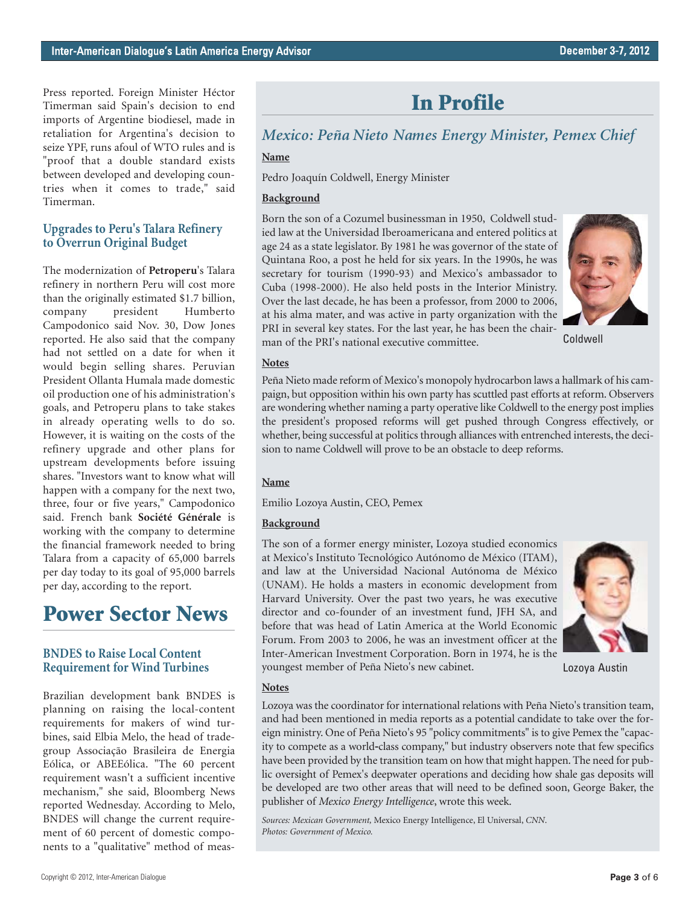Press reported. Foreign Minister Héctor Timerman said Spain's decision to end imports of Argentine biodiesel, made in retaliation for Argentina's decision to seize YPF, runs afoul of WTO rules and is "proof that a double standard exists between developed and developing countries when it comes to trade," said Timerman.

### Upgrades to Peru's Talara Refinery to Overrun Original Budget

The modernization of **Petroperu**'s Talara refinery in northern Peru will cost more than the originally estimated $1.7 billion, company president Humberto Campodonico said Nov. 30, Dow Jones reported. He also said that the company had not settled on a date for when it would begin selling shares. Peruvian President Ollanta Humala made domestic oil production one of his administration's goals, and Petroperu plans to take stakes in already operating wells to do so. However, it is waiting on the costs of the refinery upgrade and other plans for upstream developments before issuing shares. "Investors want to know what will happen with a company for the next two, three, four or five years," Campodonico said. French bank **Société Générale** is working with the company to determine the financial framework needed to bring Talara from a capacity of 65,000 barrels per day today to its goal of 95,000 barrels per day, according to the report.

## Power Sector News

### BNDES to Raise Local Content Requirement for Wind Turbines

Brazilian development bank BNDES is planning on raising the local-content requirements for makers of wind turbines, said Elbia Melo, the head of trade-group Associação Brasileira de Energia Eólica, or ABEEólica. "The 60 percent requirement wasn't a sufficient incentive mechanism," she said, Bloomberg News reported Wednesday. According to Melo, BNDES will change the current requirement of 60 percent of domestic components to a "qualitative" method of meas-

## In Profile

### *Mexico: Peña Nieto Names Energy Minister, Pemex Chief*

**Name**

Pedro Joaquín Coldwell, Energy Minister

**Background**

Born the son of a Cozumel businessman in 1950, Coldwell studied law at the Universidad Iberoamericana and entered politics at age 24 as a state legislator. By 1981 he was governor of the state of Quintana Roo, a post he held for six years. In the 1990s, he was secretary for tourism (1990-93) and Mexico's ambassador to Cuba (1998-2000). He also held posts in the Interior Ministry. Over the last decade, he has been a professor, from 2000 to 2006, at his alma mater, and was active in party organization with the PRI in several key states. For the last year, he has been the chairman of the PRI's national executive committee.

Coldwell

**Notes**

Peña Nieto made reform of Mexico's monopoly hydrocarbon laws a hallmark of his campaign, but opposition within his own party has scuttled past efforts at reform. Observers are wondering whether naming a party operative like Coldwell to the energy post implies the president's proposed reforms will get pushed through Congress effectively, or whether, being successful at politics through alliances with entrenched interests, the decision to name Coldwell will prove to be an obstacle to deep reforms.

**Name**

Emilio Lozoya Austin, CEO, Pemex

**Background**

The son of a former energy minister, Lozoya studied economics at Mexico's Instituto Tecnológico Autónomo de México (ITAM), and law at the Universidad Nacional Autónoma de México (UNAM). He holds a masters in economic development from Harvard University. Over the past two years, he was executive director and co-founder of an investment fund, JFH SA, and before that was head of Latin America at the World Economic Forum. From 2003 to 2006, he was an investment officer at the Inter-American Investment Corporation. Born in 1974, he is the youngest member of Peña Nieto's new cabinet.

Lozoya Austin

**Notes**

Lozoya was the coordinator for international relations with Peña Nieto's transition team, and had been mentioned in media reports as a potential candidate to take over the foreign ministry. One of Peña Nieto's 95 "policy commitments" is to give Pemex the "capacity to compete as a world-class company," but industry observers note that few specifics have been provided by the transition team on how that might happen. The need for public oversight of Pemex's deepwater operations and deciding how shale gas deposits will be developed are two other areas that will need to be defined soon, George Baker, the publisher of *Mexico Energy Intelligence*, wrote this week.

*Sources: Mexican Government,* Mexico Energy Intelligence, El Universal, *CNN. Photos: Government of Mexico.*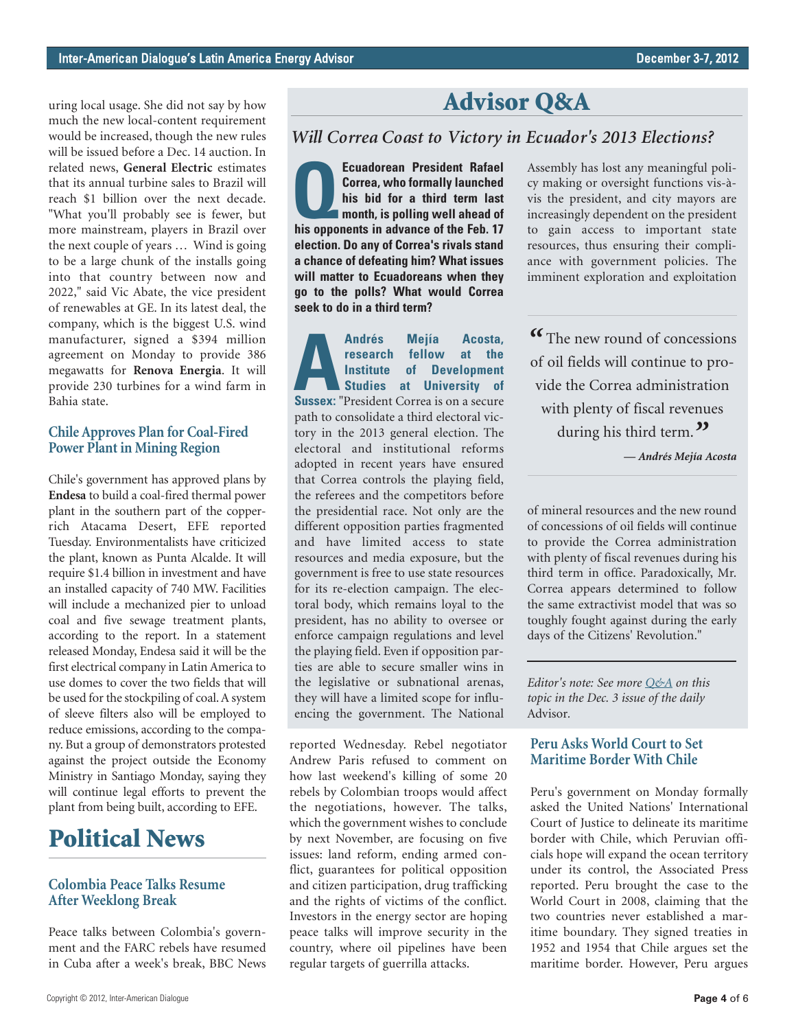uring local usage. She did not say by how much the new local-content requirement would be increased, though the new rules will be issued before a Dec. 14 auction. In related news, **General Electric** estimates that its annual turbine sales to Brazil will reach $1 billion over the next decade. "What you'll probably see is fewer, but more mainstream, players in Brazil over the next couple of years … Wind is going to be a large chunk of the installs going into that country between now and 2022," said Vic Abate, the vice president of renewables at GE. In its latest deal, the company, which is the biggest U.S. wind manufacturer, signed a $394 million agreement on Monday to provide 386 megawatts for **Renova Energia**. It will provide 230 turbines for a wind farm in Bahia state.

### Chile Approves Plan for Coal-Fired Power Plant in Mining Region

Chile's government has approved plans by **Endesa** to build a coal-fired thermal power plant in the southern part of the copper-rich Atacama Desert, EFE reported Tuesday. Environmentalists have criticized the plant, known as Punta Alcalde. It will require $1.4 billion in investment and have an installed capacity of 740 MW. Facilities will include a mechanized pier to unload coal and five sewage treatment plants, according to the report. In a statement released Monday, Endesa said it will be the first electrical company in Latin America to use domes to cover the two fields that will be used for the stockpiling of coal. A system of sleeve filters also will be employed to reduce emissions, according to the company. But a group of demonstrators protested against the project outside the Economy Ministry in Santiago Monday, saying they will continue legal efforts to prevent the plant from being built, according to EFE.

# Political News

### Colombia Peace Talks Resume After Weeklong Break

Peace talks between Colombia's government and the FARC rebels have resumed in Cuba after a week's break, BBC News reported Wednesday. Rebel negotiator Andrew Paris refused to comment on how last weekend's killing of some 20 rebels by Colombian troops would affect the negotiations, however. The talks, which the government wishes to conclude by next November, are focusing on five issues: land reform, ending armed conflict, guarantees for political opposition and citizen participation, drug trafficking and the rights of victims of the conflict. Investors in the energy sector are hoping peace talks will improve security in the country, where oil pipelines have been regular targets of guerrilla attacks.

# Advisor Q&A

## *Will Correa Coast to Victory in Ecuador's 2013 Elections?*

**Q: Ecuadorean President Rafael Correa, who formally launched his bid for a third term last month, is polling well ahead of his opponents in advance of the Feb. 17 election. Do any of Correa's rivals stand a chance of defeating him? What issues will matter to Ecuadoreans when they go to the polls? What would Correa seek to do in a third term?**

**A: Andrés Mejía Acosta, research fellow at the Institute of Development Studies at University of Sussex:** "President Correa is on a secure path to consolidate a third electoral victory in the 2013 general election. The electoral and institutional reforms adopted in recent years have ensured that Correa controls the playing field, the referees and the competitors before the presidential race. Not only are the different opposition parties fragmented and have limited access to state resources and media exposure, but the government is free to use state resources for its re-election campaign. The electoral body, which remains loyal to the president, has no ability to oversee or enforce campaign regulations and level the playing field. Even if opposition parties are able to secure smaller wins in the legislative or subnational arenas, they will have a limited scope for influencing the government. The National Assembly has lost any meaningful policy making or oversight functions vis-à-vis the president, and city mayors are increasingly dependent on the president to gain access to important state resources, thus ensuring their compliance with government policies. The imminent exploration and exploitation of mineral resources and the new round of concessions of oil fields will continue to provide the Correa administration with plenty of fiscal revenues during his third term in office. Paradoxically, Mr. Correa appears determined to follow the same extractivist model that was so toughly fought against during the early days of the Citizens' Revolution."

> "The new round of concessions of oil fields will continue to provide the Correa administration with plenty of fiscal revenues during his third term."
>
> *— Andrés Mejía Acosta*

*Editor's note: See more Q&A on this topic in the Dec. 3 issue of the daily* Advisor.

### Peru Asks World Court to Set Maritime Border With Chile

Peru's government on Monday formally asked the United Nations' International Court of Justice to delineate its maritime border with Chile, which Peruvian officials hope will expand the ocean territory under its control, the Associated Press reported. Peru brought the case to the World Court in 2008, claiming that the two countries never established a maritime boundary. They signed treaties in 1952 and 1954 that Chile argues set the maritime border. However, Peru argues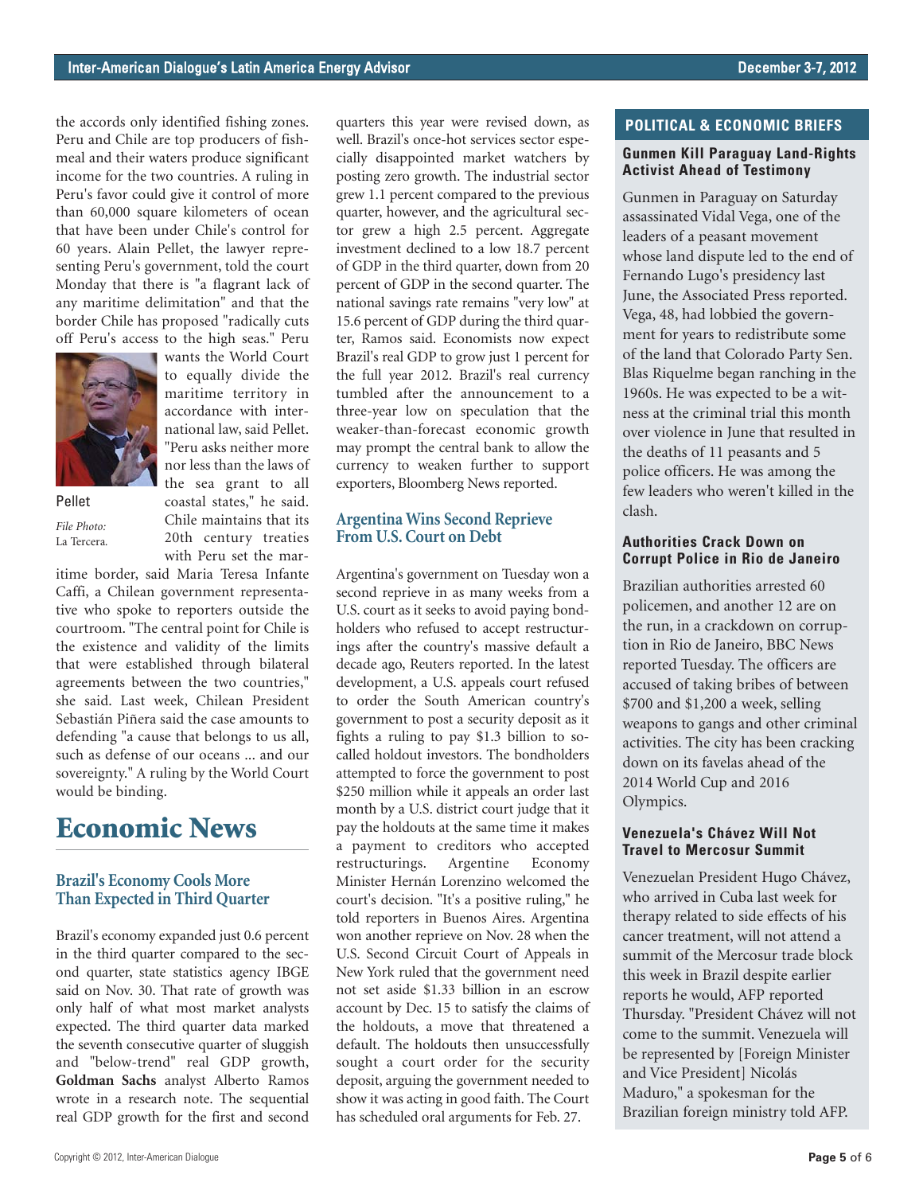the accords only identified fishing zones. Peru and Chile are top producers of fishmeal and their waters produce significant income for the two countries. A ruling in Peru's favor could give it control of more than 60,000 square kilometers of ocean that have been under Chile's control for 60 years. Alain Pellet, the lawyer representing Peru's government, told the court Monday that there is "a flagrant lack of any maritime delimitation" and that the border Chile has proposed "radically cuts off Peru's access to the high seas." Peru wants the World Court to equally divide the maritime territory in accordance with international law, said Pellet. "Peru asks neither more nor less than the laws of the sea grant to all coastal states," he said. Chile maintains that its 20th century treaties with Peru set the maritime border, said Maria Teresa Infante Caffi, a Chilean government representative who spoke to reporters outside the courtroom. "The central point for Chile is the existence and validity of the limits that were established through bilateral agreements between the two countries," she said. Last week, Chilean President Sebastián Piñera said the case amounts to defending "a cause that belongs to us all, such as defense of our oceans ... and our sovereignty." A ruling by the World Court would be binding.

Pellet

*File Photo:* La Tercera.

# Economic News

## Brazil's Economy Cools More Than Expected in Third Quarter

Brazil's economy expanded just 0.6 percent in the third quarter compared to the second quarter, state statistics agency IBGE said on Nov. 30. That rate of growth was only half of what most market analysts expected. The third quarter data marked the seventh consecutive quarter of sluggish and "below-trend" real GDP growth, **Goldman Sachs** analyst Alberto Ramos wrote in a research note. The sequential real GDP growth for the first and second quarters this year were revised down, as well. Brazil's once-hot services sector especially disappointed market watchers by posting zero growth. The industrial sector grew 1.1 percent compared to the previous quarter, however, and the agricultural sector grew a high 2.5 percent. Aggregate investment declined to a low 18.7 percent of GDP in the third quarter, down from 20 percent of GDP in the second quarter. The national savings rate remains "very low" at 15.6 percent of GDP during the third quarter, Ramos said. Economists now expect Brazil's real GDP to grow just 1 percent for the full year 2012. Brazil's real currency tumbled after the announcement to a three-year low on speculation that the weaker-than-forecast economic growth may prompt the central bank to allow the currency to weaken further to support exporters, Bloomberg News reported.

## Argentina Wins Second Reprieve From U.S. Court on Debt

Argentina's government on Tuesday won a second reprieve in as many weeks from a U.S. court as it seeks to avoid paying bondholders who refused to accept restructurings after the country's massive default a decade ago, Reuters reported. In the latest development, a U.S. appeals court refused to order the South American country's government to post a security deposit as it fights a ruling to pay $1.3 billion to so-called holdout investors. The bondholders attempted to force the government to post $250 million while it appeals an order last month by a U.S. district court judge that it pay the holdouts at the same time it makes a payment to creditors who accepted restructurings. Argentine Economy Minister Hernán Lorenzino welcomed the court's decision. "It's a positive ruling," he told reporters in Buenos Aires. Argentina won another reprieve on Nov. 28 when the U.S. Second Circuit Court of Appeals in New York ruled that the government need not set aside $1.33 billion in an escrow account by Dec. 15 to satisfy the claims of the holdouts, a move that threatened a default. The holdouts then unsuccessfully sought a court order for the security deposit, arguing the government needed to show it was acting in good faith. The Court has scheduled oral arguments for Feb. 27.

## POLITICAL & ECONOMIC BRIEFS

### Gunmen Kill Paraguay Land-Rights Activist Ahead of Testimony

Gunmen in Paraguay on Saturday assassinated Vidal Vega, one of the leaders of a peasant movement whose land dispute led to the end of Fernando Lugo's presidency last June, the Associated Press reported. Vega, 48, had lobbied the government for years to redistribute some of the land that Colorado Party Sen. Blas Riquelme began ranching in the 1960s. He was expected to be a witness at the criminal trial this month over violence in June that resulted in the deaths of 11 peasants and 5 police officers. He was among the few leaders who weren't killed in the clash.

### Authorities Crack Down on Corrupt Police in Rio de Janeiro

Brazilian authorities arrested 60 policemen, and another 12 are on the run, in a crackdown on corruption in Rio de Janeiro, BBC News reported Tuesday. The officers are accused of taking bribes of between $700 and $1,200 a week, selling weapons to gangs and other criminal activities. The city has been cracking down on its favelas ahead of the 2014 World Cup and 2016 Olympics.

### Venezuela's Chávez Will Not Travel to Mercosur Summit

Venezuelan President Hugo Chávez, who arrived in Cuba last week for therapy related to side effects of his cancer treatment, will not attend a summit of the Mercosur trade block this week in Brazil despite earlier reports he would, AFP reported Thursday. "President Chávez will not come to the summit. Venezuela will be represented by [Foreign Minister and Vice President] Nicolás Maduro," a spokesman for the Brazilian foreign ministry told AFP.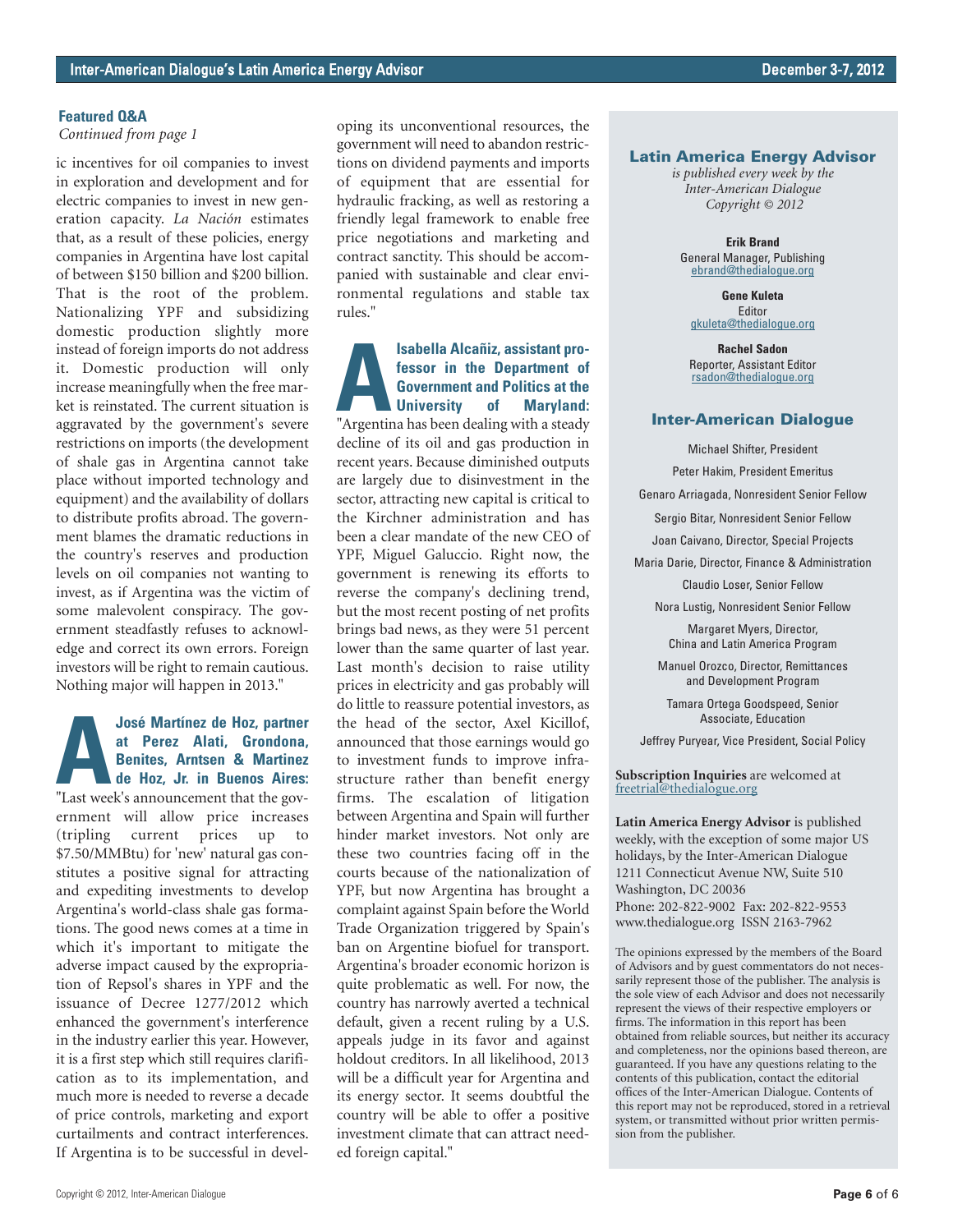### Featured Q&A

*Continued from page 1*

ic incentives for oil companies to invest in exploration and development and for electric companies to invest in new generation capacity. *La Nación* estimates that, as a result of these policies, energy companies in Argentina have lost capital of between $150 billion and $200 billion. That is the root of the problem. Nationalizing YPF and subsidizing domestic production slightly more instead of foreign imports do not address it. Domestic production will only increase meaningfully when the free market is reinstated. The current situation is aggravated by the government's severe restrictions on imports (the development of shale gas in Argentina cannot take place without imported technology and equipment) and the availability of dollars to distribute profits abroad. The government blames the dramatic reductions in the country's reserves and production levels on oil companies not wanting to invest, as if Argentina was the victim of some malevolent conspiracy. The government steadfastly refuses to acknowledge and correct its own errors. Foreign investors will be right to remain cautious. Nothing major will happen in 2013."

**A** **José Martínez de Hoz, partner at Perez Alati, Grondona, Benites, Arntsen & Martinez de Hoz, Jr. in Buenos Aires:** "Last week's announcement that the government will allow price increases (tripling current prices up to $7.50/MMBtu) for 'new' natural gas constitutes a positive signal for attracting and expediting investments to develop Argentina's world-class shale gas formations. The good news comes at a time in which it's important to mitigate the adverse impact caused by the expropriation of Repsol's shares in YPF and the issuance of Decree 1277/2012 which enhanced the government's interference in the industry earlier this year. However, it is a first step which still requires clarification as to its implementation, and much more is needed to reverse a decade of price controls, marketing and export curtailments and contract interferences. If Argentina is to be successful in developing its unconventional resources, the government will need to abandon restrictions on dividend payments and imports of equipment that are essential for hydraulic fracking, as well as restoring a friendly legal framework to enable free price negotiations and marketing and contract sanctity. This should be accompanied with sustainable and clear environmental regulations and stable tax rules."

**A** **Isabella Alcañiz, assistant professor in the Department of Government and Politics at the University of Maryland:** "Argentina has been dealing with a steady decline of its oil and gas production in recent years. Because diminished outputs are largely due to disinvestment in the sector, attracting new capital is critical to the Kirchner administration and has been a clear mandate of the new CEO of YPF, Miguel Galuccio. Right now, the government is renewing its efforts to reverse the company's declining trend, but the most recent posting of net profits brings bad news, as they were 51 percent lower than the same quarter of last year. Last month's decision to raise utility prices in electricity and gas probably will do little to reassure potential investors, as the head of the sector, Axel Kicillof, announced that those earnings would go to investment funds to improve infrastructure rather than benefit energy firms. The escalation of litigation between Argentina and Spain will further hinder market investors. Not only are these two countries facing off in the courts because of the nationalization of YPF, but now Argentina has brought a complaint against Spain before the World Trade Organization triggered by Spain's ban on Argentine biofuel for transport. Argentina's broader economic horizon is quite problematic as well. For now, the country has narrowly averted a technical default, given a recent ruling by a U.S. appeals judge in its favor and against holdout creditors. In all likelihood, 2013 will be a difficult year for Argentina and its energy sector. It seems doubtful the country will be able to offer a positive investment climate that can attract needed foreign capital."

---

### Latin America Energy Advisor

*is published every week by the Inter-American Dialogue*
*Copyright © 2012*

**Erik Brand**
General Manager, Publishing
ebrand@thedialogue.org

**Gene Kuleta**
Editor
gkuleta@thedialogue.org

**Rachel Sadon**
Reporter, Assistant Editor
rsadon@thedialogue.org

### Inter-American Dialogue

Michael Shifter, President

Peter Hakim, President Emeritus

Genaro Arriagada, Nonresident Senior Fellow

Sergio Bitar, Nonresident Senior Fellow

Joan Caivano, Director, Special Projects

Maria Darie, Director, Finance & Administration

Claudio Loser, Senior Fellow

Nora Lustig, Nonresident Senior Fellow

Margaret Myers, Director, China and Latin America Program

Manuel Orozco, Director, Remittances and Development Program

Tamara Ortega Goodspeed, Senior Associate, Education

Jeffrey Puryear, Vice President, Social Policy

**Subscription Inquiries** are welcomed at freetrial@thedialogue.org

**Latin America Energy Advisor** is published weekly, with the exception of some major US holidays, by the Inter-American Dialogue
1211 Connecticut Avenue NW, Suite 510
Washington, DC 20036
Phone: 202-822-9002 Fax: 202-822-9553
www.thedialogue.org ISSN 2163-7962

The opinions expressed by the members of the Board of Advisors and by guest commentators do not necessarily represent those of the publisher. The analysis is the sole view of each Advisor and does not necessarily represent the views of their respective employers or firms. The information in this report has been obtained from reliable sources, but neither its accuracy and completeness, nor the opinions based thereon, are guaranteed. If you have any questions relating to the contents of this publication, contact the editorial offices of the Inter-American Dialogue. Contents of this report may not be reproduced, stored in a retrieval system, or transmitted without prior written permission from the publisher.